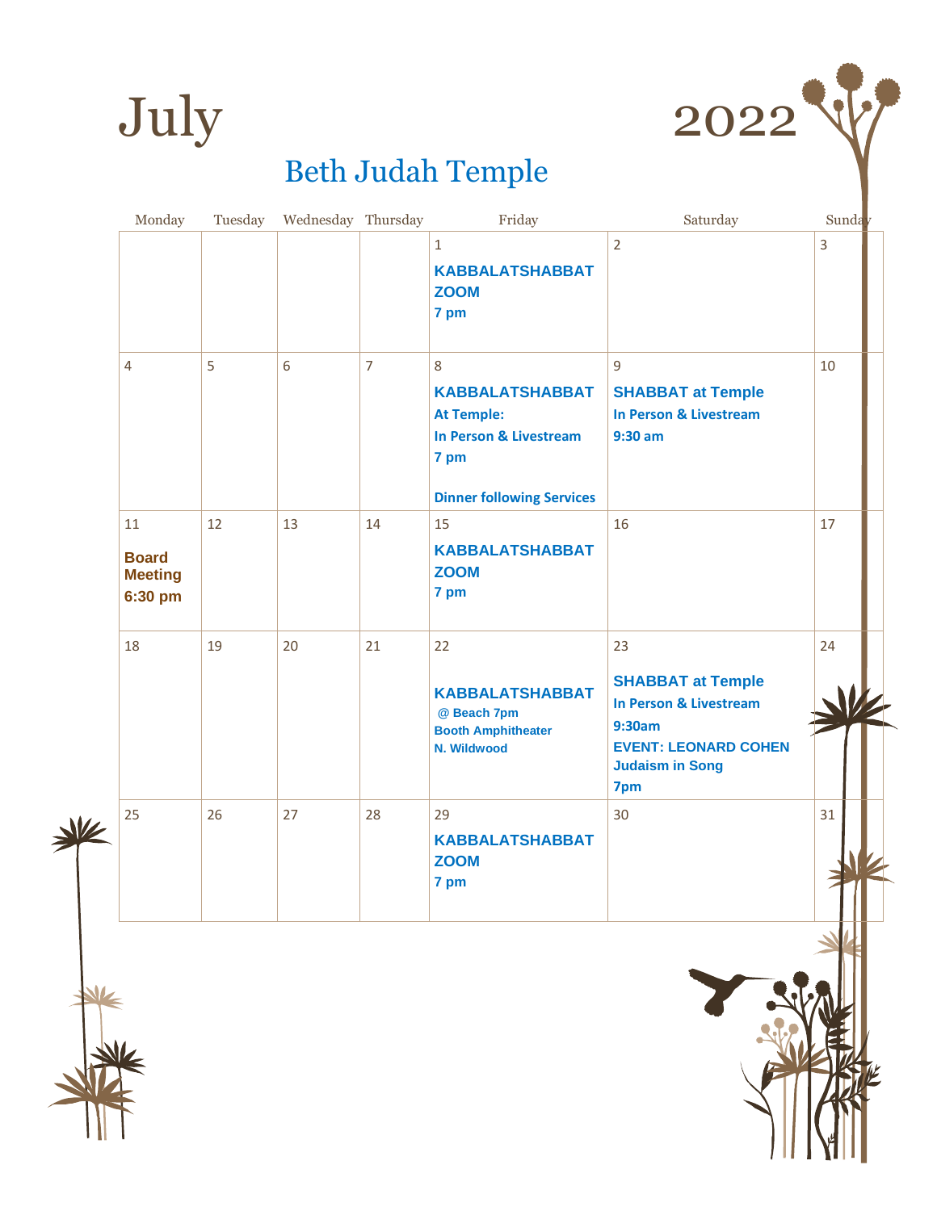# July 2022

## Beth Judah Temple

| Monday | Tuesday | Wednesday | Thursday | Friday | Saturday | Sunday |
|---|---|---|---|---|---|---|
| | | | | 1 **KABBALATSHABBAT ZOOM 7 pm** | 2 | 3 |
| 4 | 5 | 6 | 7 | 8 **KABBALATSHABBAT At Temple: In Person & Livestream 7 pm** **Dinner following Services** | 9 **SHABBAT at Temple In Person & Livestream 9:30 am** | 10 |
| 11 **Board Meeting 6:30 pm** | 12 | 13 | 14 | 15 **KABBALATSHABBAT ZOOM 7 pm** | 16 | 17 |
| 18 | 19 | 20 | 21 | 22 **KABBALATSHABBAT @ Beach 7pm Booth Amphitheater N. Wildwood** | 23 **SHABBAT at Temple In Person & Livestream 9:30am EVENT: LEONARD COHEN Judaism in Song 7pm** | 24 |
| 25 | 26 | 27 | 28 | 29 **KABBALATSHABBAT ZOOM 7 pm** | 30 | 31 |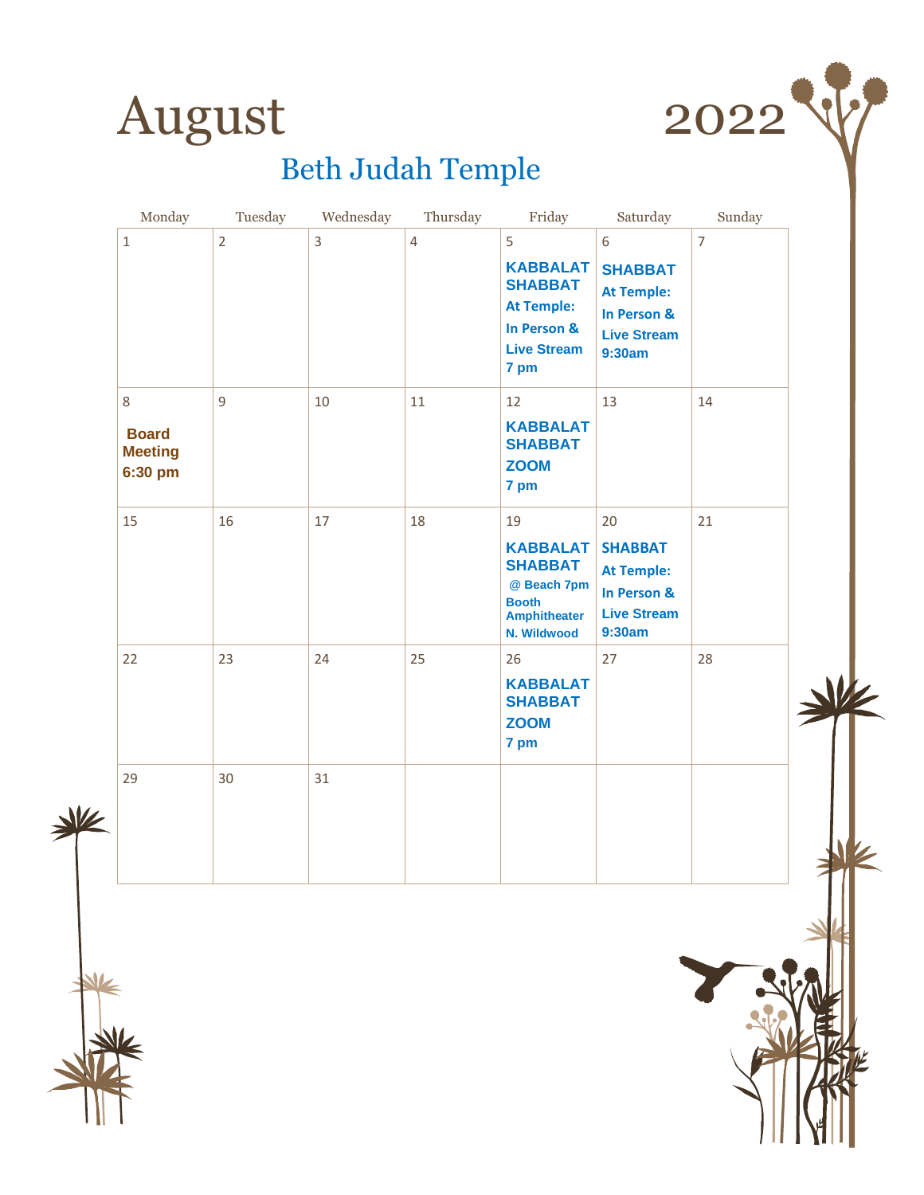# August 2022

## Beth Judah Temple

| Monday | Tuesday | Wednesday | Thursday | Friday | Saturday | Sunday |
|---|---|---|---|---|---|---|
| 1 | 2 | 3 | 4 | 5 **KABBALAT SHABBAT** **At Temple: In Person & Live Stream 7 pm** | 6 **SHABBAT** **At Temple: In Person & Live Stream 9:30am** | 7 |
| 8 **Board Meeting 6:30 pm** | 9 | 10 | 11 | 12 **KABBALAT SHABBAT** **ZOOM 7 pm** | 13 | 14 |
| 15 | 16 | 17 | 18 | 19 **KABBALAT SHABBAT** **@ Beach 7pm Booth Amphitheater N. Wildwood** | 20 **SHABBAT** **At Temple: In Person & Live Stream 9:30am** | 21 |
| 22 | 23 | 24 | 25 | 26 **KABBALAT SHABBAT** **ZOOM 7 pm** | 27 | 28 |
| 29 | 30 | 31 | | | | |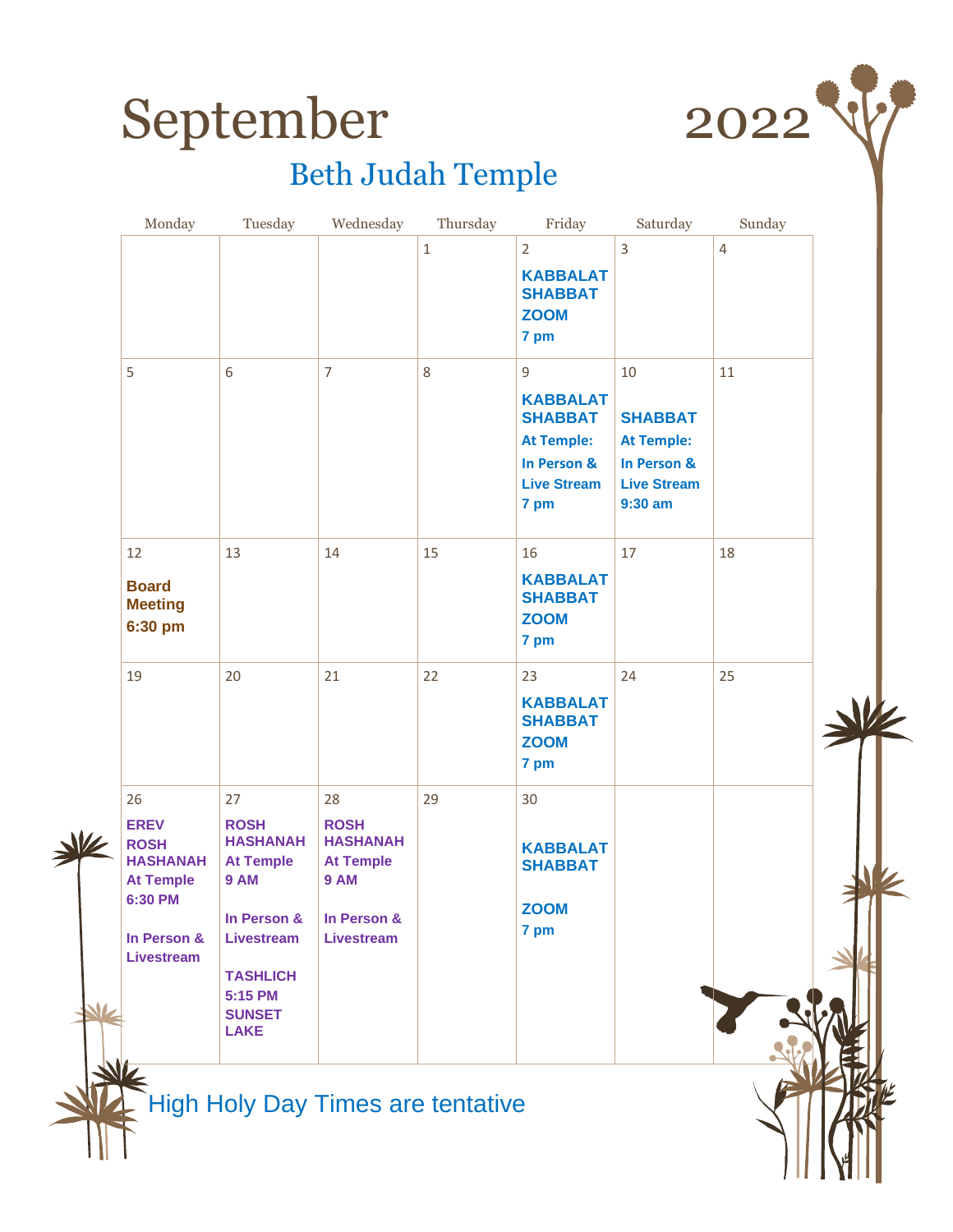# September 2022

## Beth Judah Temple

| Monday | Tuesday | Wednesday | Thursday | Friday | Saturday | Sunday |
|---|---|---|---|---|---|---|
| | | | 1 | 2 **KABBALAT SHABBAT ZOOM 7 pm** | 3 | 4 |
| 5 | 6 | 7 | 8 | 9 **KABBALAT SHABBAT At Temple: In Person & Live Stream 7 pm** | 10 **SHABBAT At Temple: In Person & Live Stream 9:30 am** | 11 |
| 12 **Board Meeting 6:30 pm** | 13 | 14 | 15 | 16 **KABBALAT SHABBAT ZOOM 7 pm** | 17 | 18 |
| 19 | 20 | 21 | 22 | 23 **KABBALAT SHABBAT ZOOM 7 pm** | 24 | 25 |
| 26 **EREV ROSH HASHANAH At Temple 6:30 PM In Person & Livestream** | 27 **ROSH HASHANAH At Temple 9 AM In Person & Livestream TASHLICH 5:15 PM SUNSET LAKE** | 28 **ROSH HASHANAH At Temple 9 AM In Person & Livestream** | 29 | 30 **KABBALAT SHABBAT ZOOM 7 pm** | | |

High Holy Day Times are tentative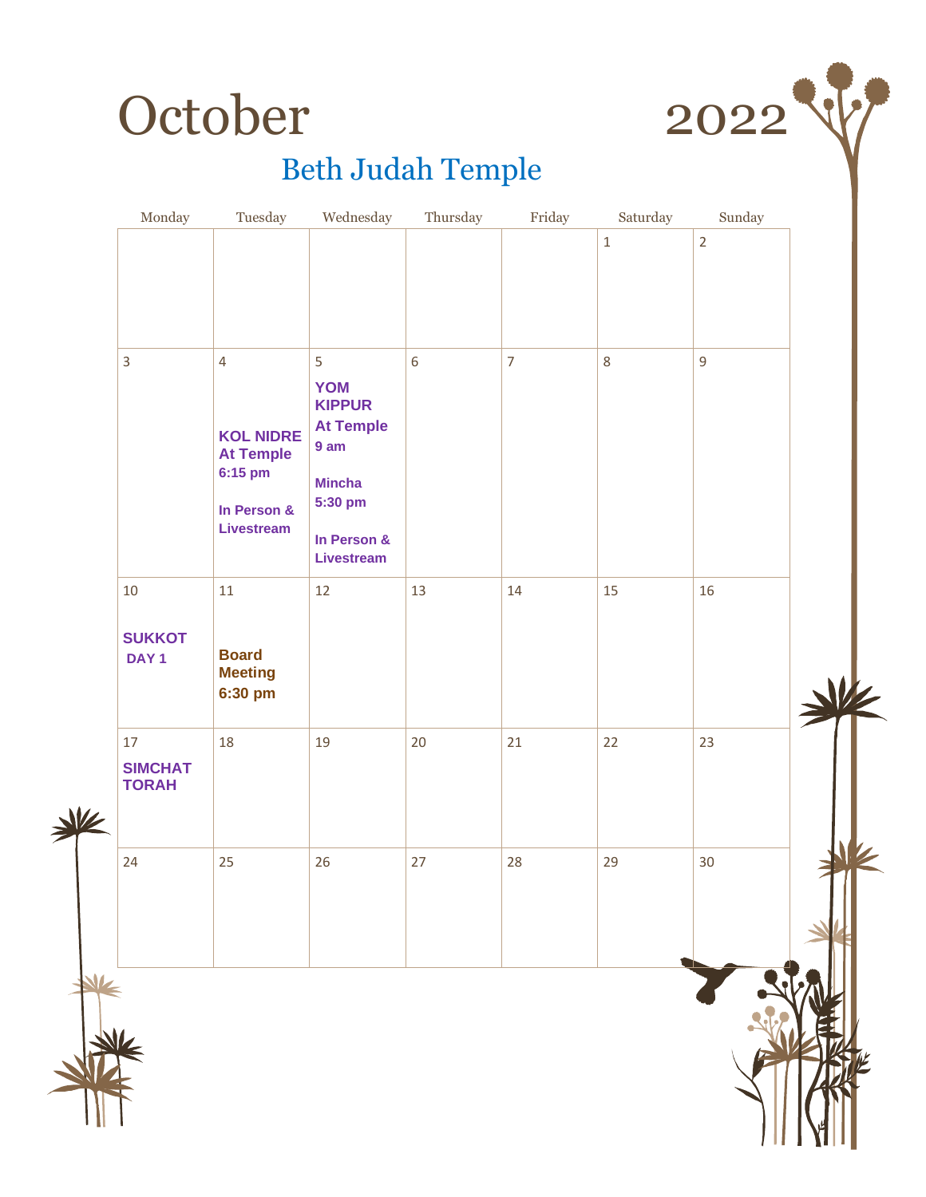# October 2022

## Beth Judah Temple

| Monday | Tuesday | Wednesday | Thursday | Friday | Saturday | Sunday |
|---|---|---|---|---|---|---|
| | | | | | 1 | 2 |
| 3 | 4<br><br>**KOL NIDRE At Temple 6:15 pm**<br><br>**In Person & Livestream** | 5<br>**YOM KIPPUR At Temple 9 am**<br><br>**Mincha 5:30 pm**<br><br>**In Person & Livestream** | 6 | 7 | 8 | 9 |
| 10<br><br>**SUKKOT DAY 1** | 11<br><br>**Board Meeting 6:30 pm** | 12 | 13 | 14 | 15 | 16 |
| 17<br>**SIMCHAT TORAH** | 18 | 19 | 20 | 21 | 22 | 23 |
| 24 | 25 | 26 | 27 | 28 | 29 | 30 |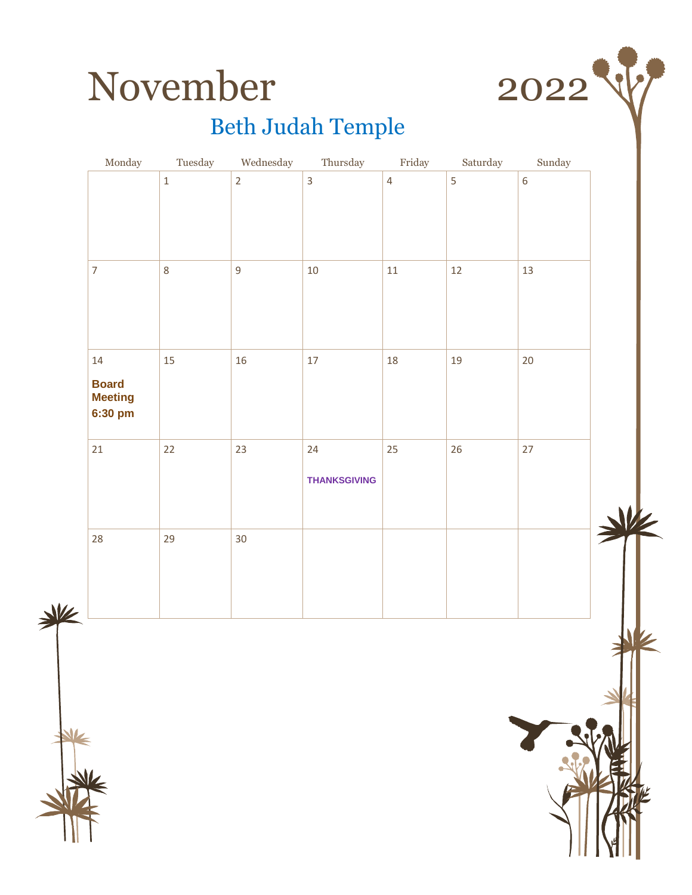# November 2022

## Beth Judah Temple

| Monday | Tuesday | Wednesday | Thursday | Friday | Saturday | Sunday |
|---|---|---|---|---|---|---|
| | 1 | 2 | 3 | 4 | 5 | 6 |
| 7 | 8 | 9 | 10 | 11 | 12 | 13 |
| 14 **Board Meeting 6:30 pm** | 15 | 16 | 17 | 18 | 19 | 20 |
| 21 | 22 | 23 | 24 **THANKSGIVING** | 25 | 26 | 27 |
| 28 | 29 | 30 | | | | |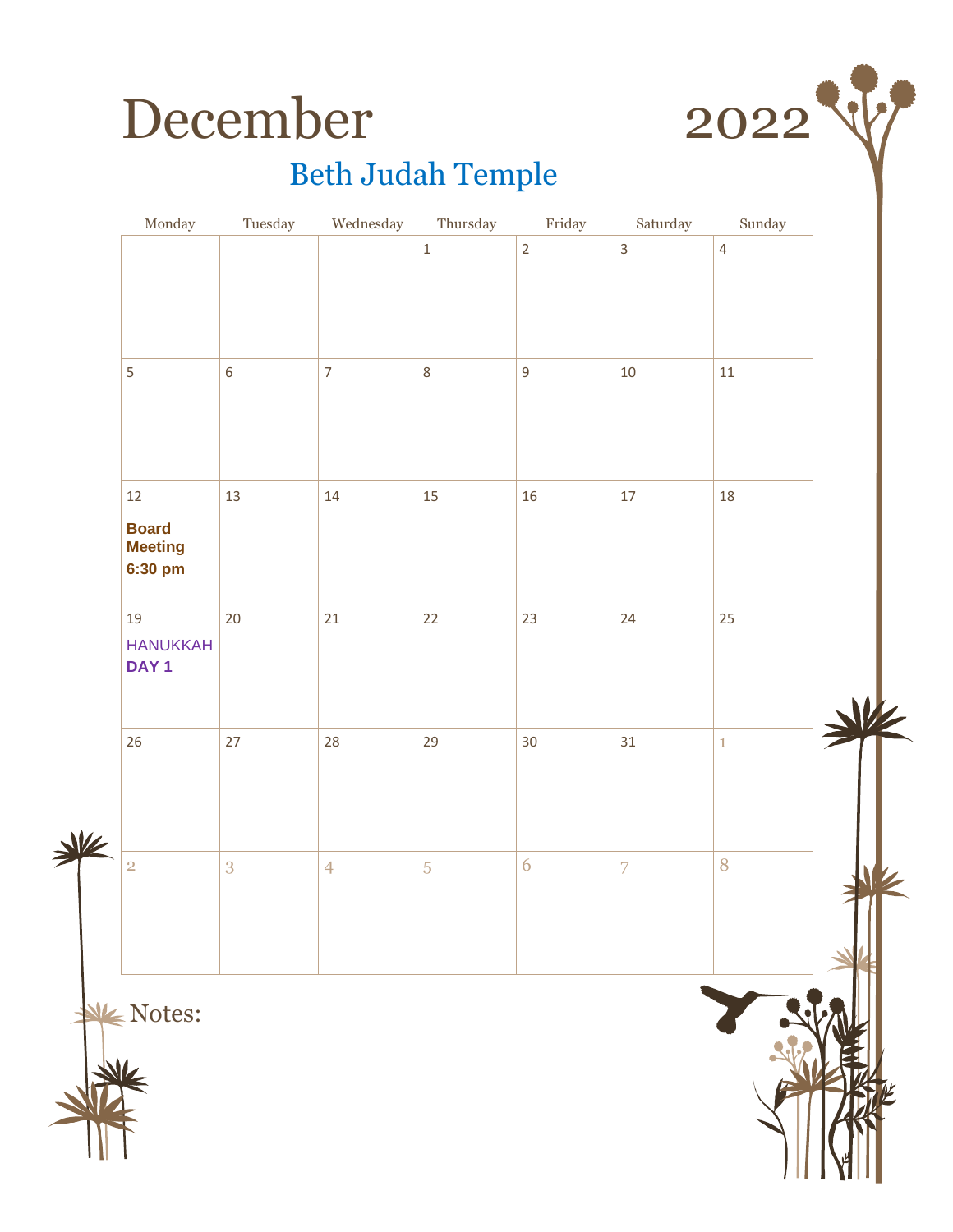# December 2022

## Beth Judah Temple

| Monday | Tuesday | Wednesday | Thursday | Friday | Saturday | Sunday |
|---|---|---|---|---|---|---|
| | | | 1 | 2 | 3 | 4 |
| 5 | 6 | 7 | 8 | 9 | 10 | 11 |
| 12 **Board Meeting 6:30 pm** | 13 | 14 | 15 | 16 | 17 | 18 |
| 19 HANUKKAH **DAY 1** | 20 | 21 | 22 | 23 | 24 | 25 |
| 26 | 27 | 28 | 29 | 30 | 31 | 1 |
| 2 | 3 | 4 | 5 | 6 | 7 | 8 |

Notes: